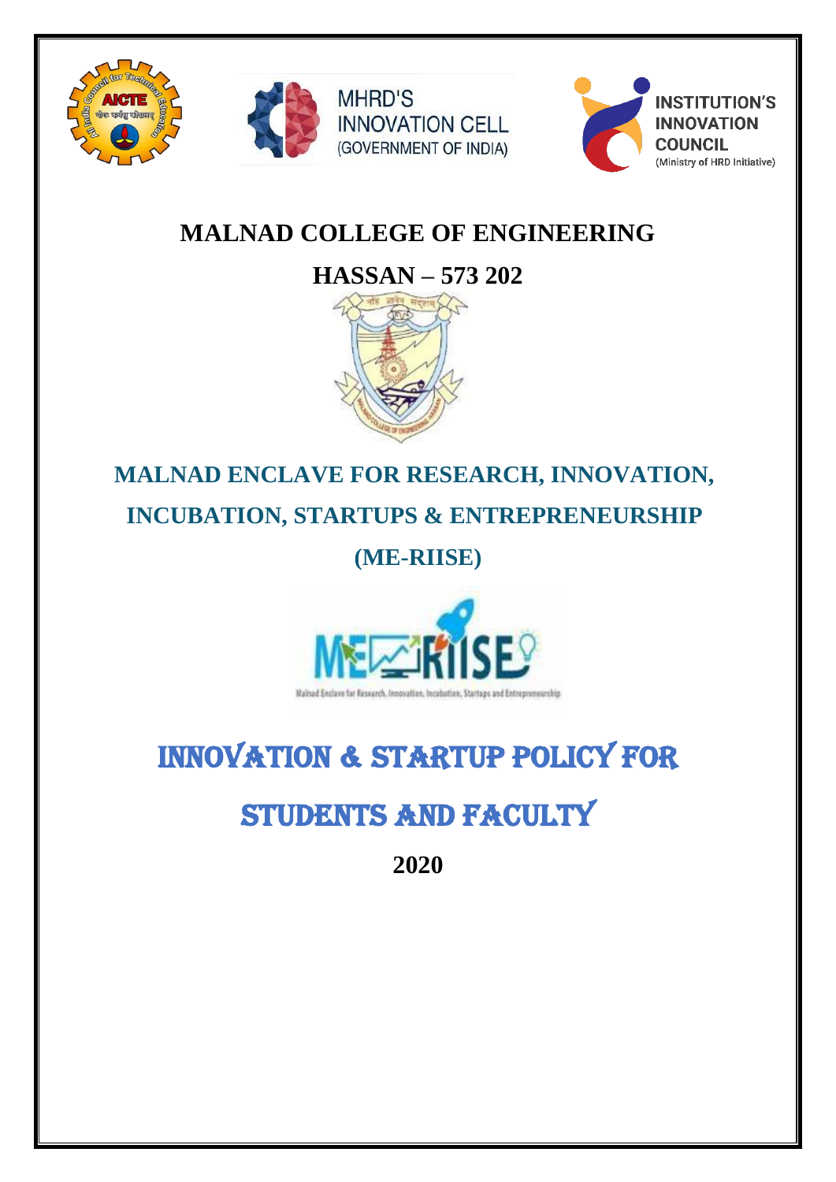# MALNAD COLLEGE OF ENGINEERING

## HASSAN – 573 202

## MALNAD ENCLAVE FOR RESEARCH, INNOVATION, INCUBATION, STARTUPS & ENTREPRENEURSHIP

## (ME-RIISE)

# INNOVATION & STARTUP POLICY FOR STUDENTS AND FACULTY

**2020**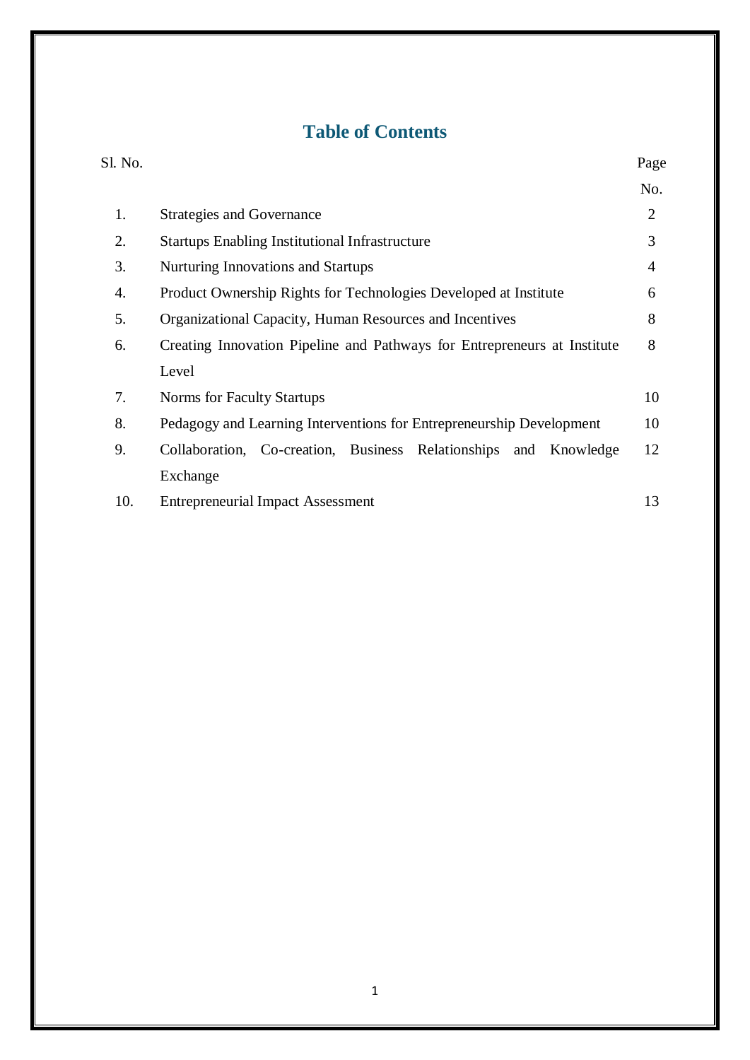# Table of Contents

| Sl. No. | | Page No. |
| --- | --- | --- |
| 1. | Strategies and Governance | 2 |
| 2. | Startups Enabling Institutional Infrastructure | 3 |
| 3. | Nurturing Innovations and Startups | 4 |
| 4. | Product Ownership Rights for Technologies Developed at Institute | 6 |
| 5. | Organizational Capacity, Human Resources and Incentives | 8 |
| 6. | Creating Innovation Pipeline and Pathways for Entrepreneurs at Institute Level | 8 |
| 7. | Norms for Faculty Startups | 10 |
| 8. | Pedagogy and Learning Interventions for Entrepreneurship Development | 10 |
| 9. | Collaboration, Co-creation, Business Relationships and Knowledge Exchange | 12 |
| 10. | Entrepreneurial Impact Assessment | 13 |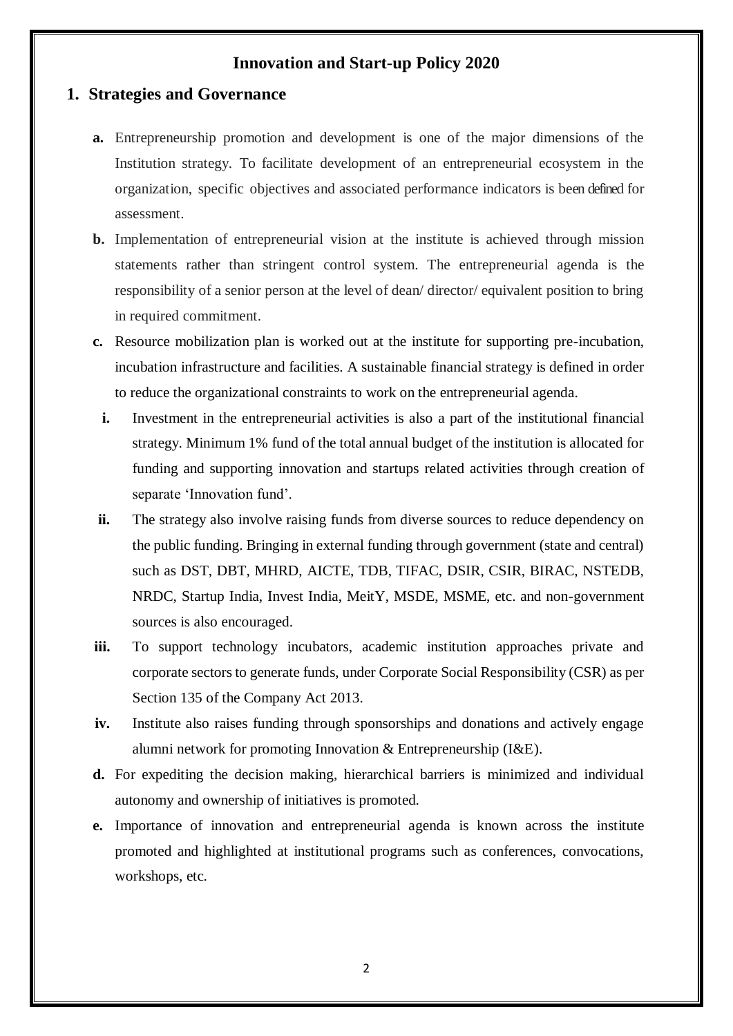# Innovation and Start-up Policy 2020

## 1. Strategies and Governance

**a.** Entrepreneurship promotion and development is one of the major dimensions of the Institution strategy. To facilitate development of an entrepreneurial ecosystem in the organization, specific objectives and associated performance indicators is been defined for assessment.

**b.** Implementation of entrepreneurial vision at the institute is achieved through mission statements rather than stringent control system. The entrepreneurial agenda is the responsibility of a senior person at the level of dean/ director/ equivalent position to bring in required commitment.

**c.** Resource mobilization plan is worked out at the institute for supporting pre-incubation, incubation infrastructure and facilities. A sustainable financial strategy is defined in order to reduce the organizational constraints to work on the entrepreneurial agenda.

**i.** Investment in the entrepreneurial activities is also a part of the institutional financial strategy. Minimum 1% fund of the total annual budget of the institution is allocated for funding and supporting innovation and startups related activities through creation of separate 'Innovation fund'.

**ii.** The strategy also involve raising funds from diverse sources to reduce dependency on the public funding. Bringing in external funding through government (state and central) such as DST, DBT, MHRD, AICTE, TDB, TIFAC, DSIR, CSIR, BIRAC, NSTEDB, NRDC, Startup India, Invest India, MeitY, MSDE, MSME, etc. and non-government sources is also encouraged.

**iii.** To support technology incubators, academic institution approaches private and corporate sectors to generate funds, under Corporate Social Responsibility (CSR) as per Section 135 of the Company Act 2013.

**iv.** Institute also raises funding through sponsorships and donations and actively engage alumni network for promoting Innovation & Entrepreneurship (I&E).

**d.** For expediting the decision making, hierarchical barriers is minimized and individual autonomy and ownership of initiatives is promoted.

**e.** Importance of innovation and entrepreneurial agenda is known across the institute promoted and highlighted at institutional programs such as conferences, convocations, workshops, etc.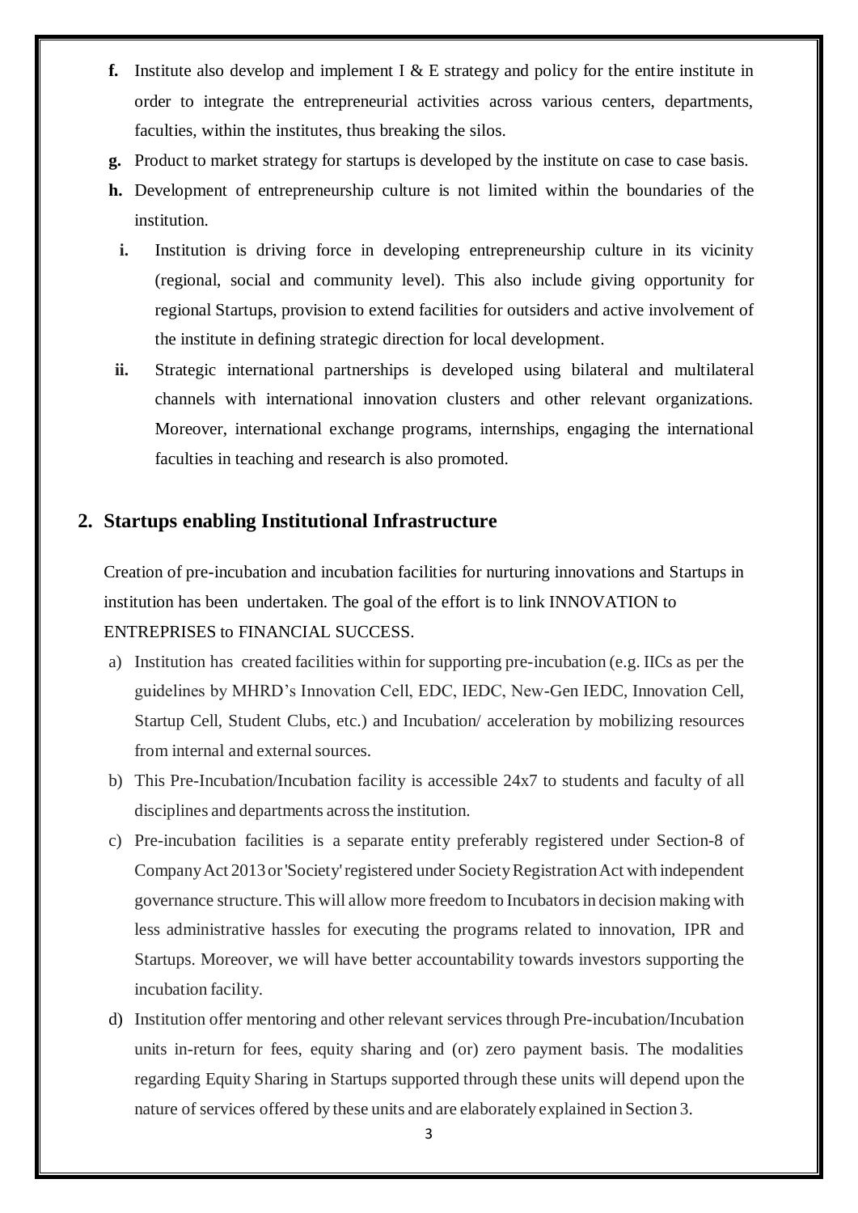**f.** Institute also develop and implement I & E strategy and policy for the entire institute in order to integrate the entrepreneurial activities across various centers, departments, faculties, within the institutes, thus breaking the silos.

**g.** Product to market strategy for startups is developed by the institute on case to case basis.

**h.** Development of entrepreneurship culture is not limited within the boundaries of the institution.

**i.** Institution is driving force in developing entrepreneurship culture in its vicinity (regional, social and community level). This also include giving opportunity for regional Startups, provision to extend facilities for outsiders and active involvement of the institute in defining strategic direction for local development.

**ii.** Strategic international partnerships is developed using bilateral and multilateral channels with international innovation clusters and other relevant organizations. Moreover, international exchange programs, internships, engaging the international faculties in teaching and research is also promoted.

## 2. Startups enabling Institutional Infrastructure

Creation of pre-incubation and incubation facilities for nurturing innovations and Startups in institution has been undertaken. The goal of the effort is to link INNOVATION to ENTREPRISES to FINANCIAL SUCCESS.

a) Institution has created facilities within for supporting pre-incubation (e.g. IICs as per the guidelines by MHRD's Innovation Cell, EDC, IEDC, New-Gen IEDC, Innovation Cell, Startup Cell, Student Clubs, etc.) and Incubation/ acceleration by mobilizing resources from internal and external sources.

b) This Pre-Incubation/Incubation facility is accessible 24x7 to students and faculty of all disciplines and departments across the institution.

c) Pre-incubation facilities is a separate entity preferably registered under Section-8 of Company Act 2013 or 'Society' registered under Society Registration Act with independent governance structure. This will allow more freedom to Incubators in decision making with less administrative hassles for executing the programs related to innovation, IPR and Startups. Moreover, we will have better accountability towards investors supporting the incubation facility.

d) Institution offer mentoring and other relevant services through Pre-incubation/Incubation units in-return for fees, equity sharing and (or) zero payment basis. The modalities regarding Equity Sharing in Startups supported through these units will depend upon the nature of services offered by these units and are elaborately explained in Section 3.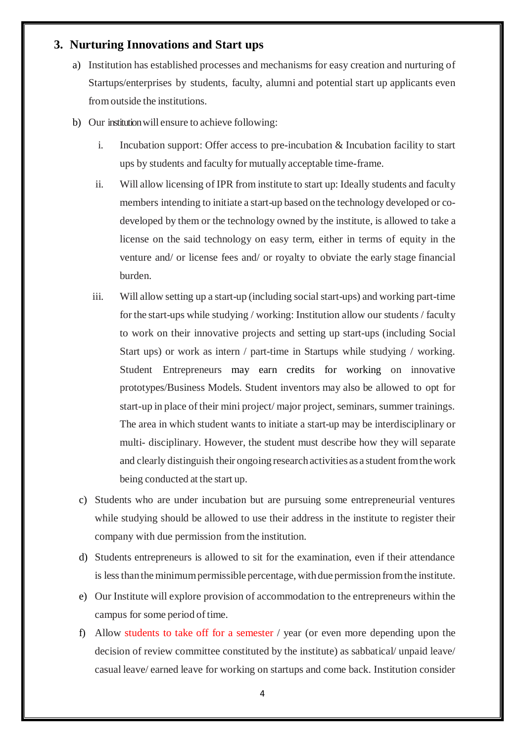## 3. Nurturing Innovations and Start ups

a) Institution has established processes and mechanisms for easy creation and nurturing of Startups/enterprises by students, faculty, alumni and potential start up applicants even from outside the institutions.

b) Our institution will ensure to achieve following:

   i. Incubation support: Offer access to pre-incubation & Incubation facility to start ups by students and faculty for mutually acceptable time-frame.

   ii. Will allow licensing of IPR from institute to start up: Ideally students and faculty members intending to initiate a start-up based on the technology developed or co-developed by them or the technology owned by the institute, is allowed to take a license on the said technology on easy term, either in terms of equity in the venture and/ or license fees and/ or royalty to obviate the early stage financial burden.

   iii. Will allow setting up a start-up (including social start-ups) and working part-time for the start-ups while studying / working: Institution allow our students / faculty to work on their innovative projects and setting up start-ups (including Social Start ups) or work as intern / part-time in Startups while studying / working. Student Entrepreneurs may earn credits for working on innovative prototypes/Business Models. Student inventors may also be allowed to opt for start-up in place of their mini project/ major project, seminars, summer trainings. The area in which student wants to initiate a start-up may be interdisciplinary or multi- disciplinary. However, the student must describe how they will separate and clearly distinguish their ongoing research activities as a student from the work being conducted at the start up.

c) Students who are under incubation but are pursuing some entrepreneurial ventures while studying should be allowed to use their address in the institute to register their company with due permission from the institution.

d) Students entrepreneurs is allowed to sit for the examination, even if their attendance is less than the minimum permissible percentage, with due permission from the institute.

e) Our Institute will explore provision of accommodation to the entrepreneurs within the campus for some period of time.

f) Allow students to take off for a semester / year (or even more depending upon the decision of review committee constituted by the institute) as sabbatical/ unpaid leave/ casual leave/ earned leave for working on startups and come back. Institution consider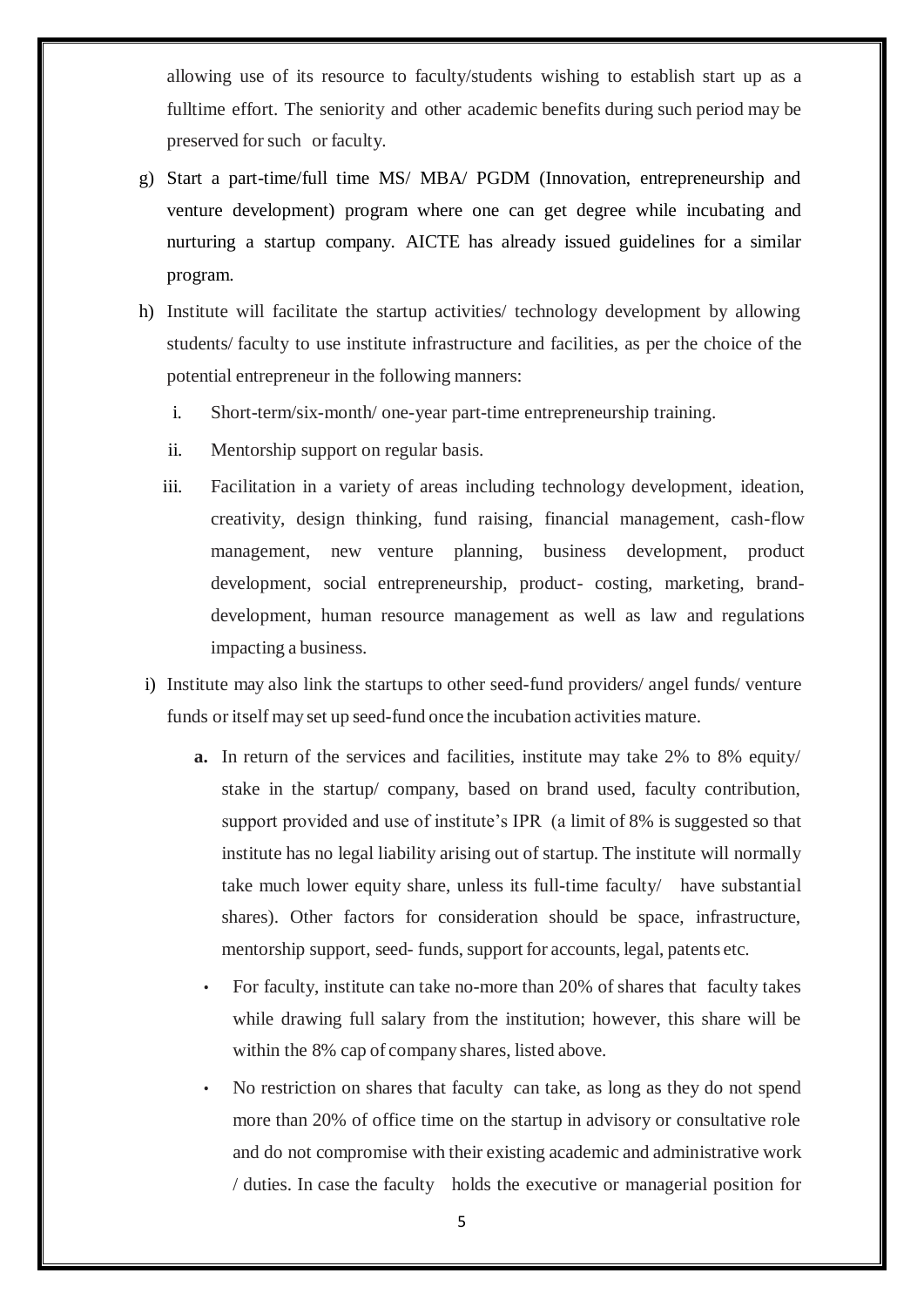allowing use of its resource to faculty/students wishing to establish start up as a fulltime effort. The seniority and other academic benefits during such period may be preserved for such or faculty.

g) Start a part-time/full time MS/ MBA/ PGDM (Innovation, entrepreneurship and venture development) program where one can get degree while incubating and nurturing a startup company. AICTE has already issued guidelines for a similar program.

h) Institute will facilitate the startup activities/ technology development by allowing students/ faculty to use institute infrastructure and facilities, as per the choice of the potential entrepreneur in the following manners:

   i. Short-term/six-month/ one-year part-time entrepreneurship training.

   ii. Mentorship support on regular basis.

   iii. Facilitation in a variety of areas including technology development, ideation, creativity, design thinking, fund raising, financial management, cash-flow management, new venture planning, business development, product development, social entrepreneurship, product- costing, marketing, brand-development, human resource management as well as law and regulations impacting a business.

i) Institute may also link the startups to other seed-fund providers/ angel funds/ venture funds or itself may set up seed-fund once the incubation activities mature.

   **a.** In return of the services and facilities, institute may take 2% to 8% equity/ stake in the startup/ company, based on brand used, faculty contribution, support provided and use of institute's IPR (a limit of 8% is suggested so that institute has no legal liability arising out of startup. The institute will normally take much lower equity share, unless its full-time faculty/ have substantial shares). Other factors for consideration should be space, infrastructure, mentorship support, seed- funds, support for accounts, legal, patents etc.

   - For faculty, institute can take no-more than 20% of shares that faculty takes while drawing full salary from the institution; however, this share will be within the 8% cap of company shares, listed above.

   - No restriction on shares that faculty can take, as long as they do not spend more than 20% of office time on the startup in advisory or consultative role and do not compromise with their existing academic and administrative work / duties. In case the faculty holds the executive or managerial position for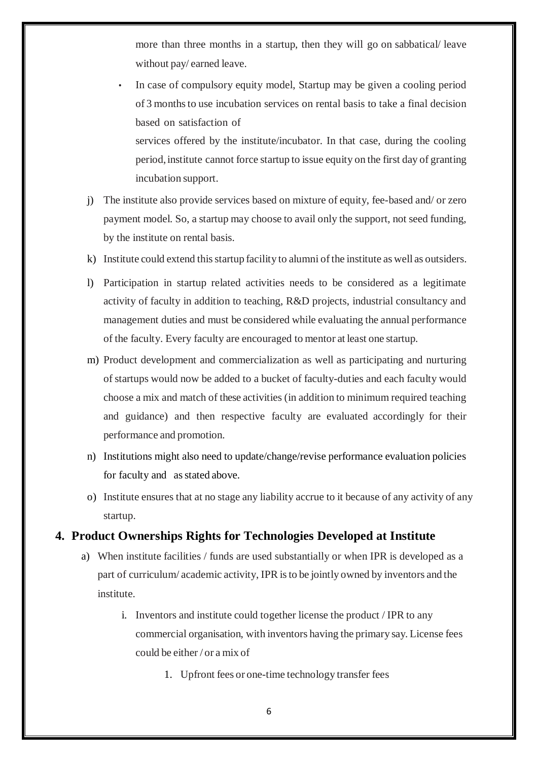more than three months in a startup, then they will go on sabbatical/ leave without pay/ earned leave.

- In case of compulsory equity model, Startup may be given a cooling period of 3 months to use incubation services on rental basis to take a final decision based on satisfaction of
  services offered by the institute/incubator. In that case, during the cooling period, institute cannot force startup to issue equity on the first day of granting incubation support.

j) The institute also provide services based on mixture of equity, fee-based and/ or zero payment model. So, a startup may choose to avail only the support, not seed funding, by the institute on rental basis.

k) Institute could extend this startup facility to alumni of the institute as well as outsiders.

l) Participation in startup related activities needs to be considered as a legitimate activity of faculty in addition to teaching, R&D projects, industrial consultancy and management duties and must be considered while evaluating the annual performance of the faculty. Every faculty are encouraged to mentor at least one startup.

m) Product development and commercialization as well as participating and nurturing of startups would now be added to a bucket of faculty-duties and each faculty would choose a mix and match of these activities (in addition to minimum required teaching and guidance) and then respective faculty are evaluated accordingly for their performance and promotion.

n) Institutions might also need to update/change/revise performance evaluation policies for faculty and as stated above.

o) Institute ensures that at no stage any liability accrue to it because of any activity of any startup.

## 4. Product Ownerships Rights for Technologies Developed at Institute

a) When institute facilities / funds are used substantially or when IPR is developed as a part of curriculum/ academic activity, IPR is to be jointly owned by inventors and the institute.

   i. Inventors and institute could together license the product / IPR to any commercial organisation, with inventors having the primary say. License fees could be either / or a mix of

      1. Upfront fees or one-time technology transfer fees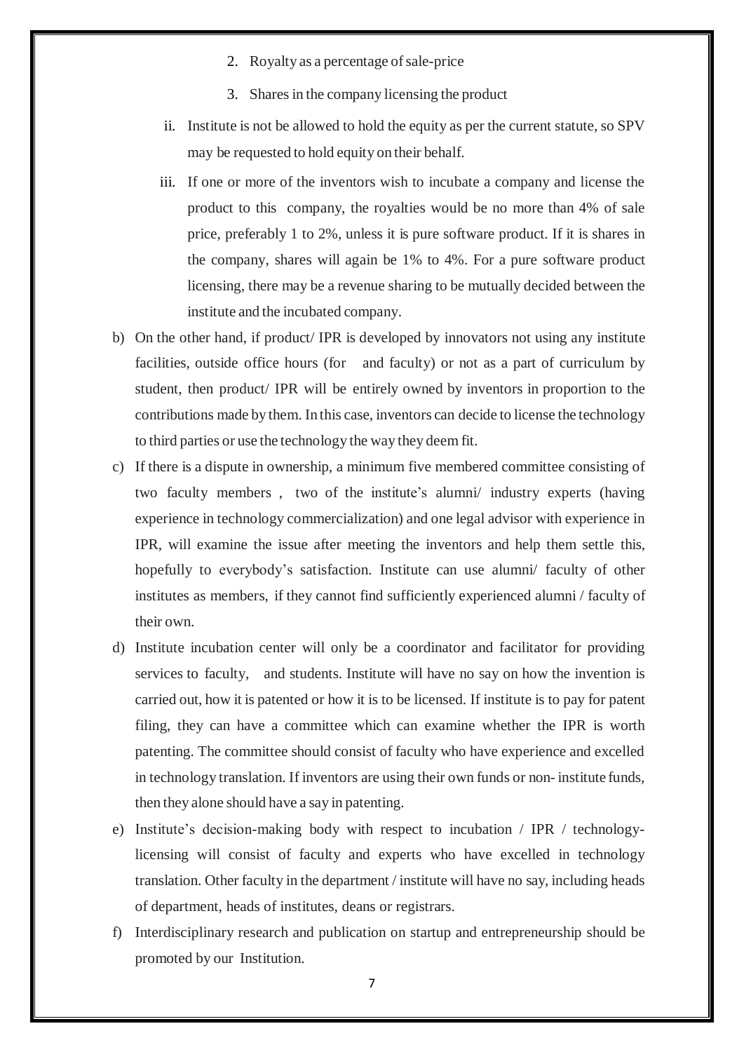2. Royalty as a percentage of sale-price
3. Shares in the company licensing the product

ii. Institute is not be allowed to hold the equity as per the current statute, so SPV may be requested to hold equity on their behalf.

iii. If one or more of the inventors wish to incubate a company and license the product to this company, the royalties would be no more than 4% of sale price, preferably 1 to 2%, unless it is pure software product. If it is shares in the company, shares will again be 1% to 4%. For a pure software product licensing, there may be a revenue sharing to be mutually decided between the institute and the incubated company.

b) On the other hand, if product/ IPR is developed by innovators not using any institute facilities, outside office hours (for and faculty) or not as a part of curriculum by student, then product/ IPR will be entirely owned by inventors in proportion to the contributions made by them. In this case, inventors can decide to license the technology to third parties or use the technology the way they deem fit.

c) If there is a dispute in ownership, a minimum five membered committee consisting of two faculty members , two of the institute's alumni/ industry experts (having experience in technology commercialization) and one legal advisor with experience in IPR, will examine the issue after meeting the inventors and help them settle this, hopefully to everybody's satisfaction. Institute can use alumni/ faculty of other institutes as members, if they cannot find sufficiently experienced alumni / faculty of their own.

d) Institute incubation center will only be a coordinator and facilitator for providing services to faculty, and students. Institute will have no say on how the invention is carried out, how it is patented or how it is to be licensed. If institute is to pay for patent filing, they can have a committee which can examine whether the IPR is worth patenting. The committee should consist of faculty who have experience and excelled in technology translation. If inventors are using their own funds or non- institute funds, then they alone should have a say in patenting.

e) Institute's decision-making body with respect to incubation / IPR / technology-licensing will consist of faculty and experts who have excelled in technology translation. Other faculty in the department / institute will have no say, including heads of department, heads of institutes, deans or registrars.

f) Interdisciplinary research and publication on startup and entrepreneurship should be promoted by our Institution.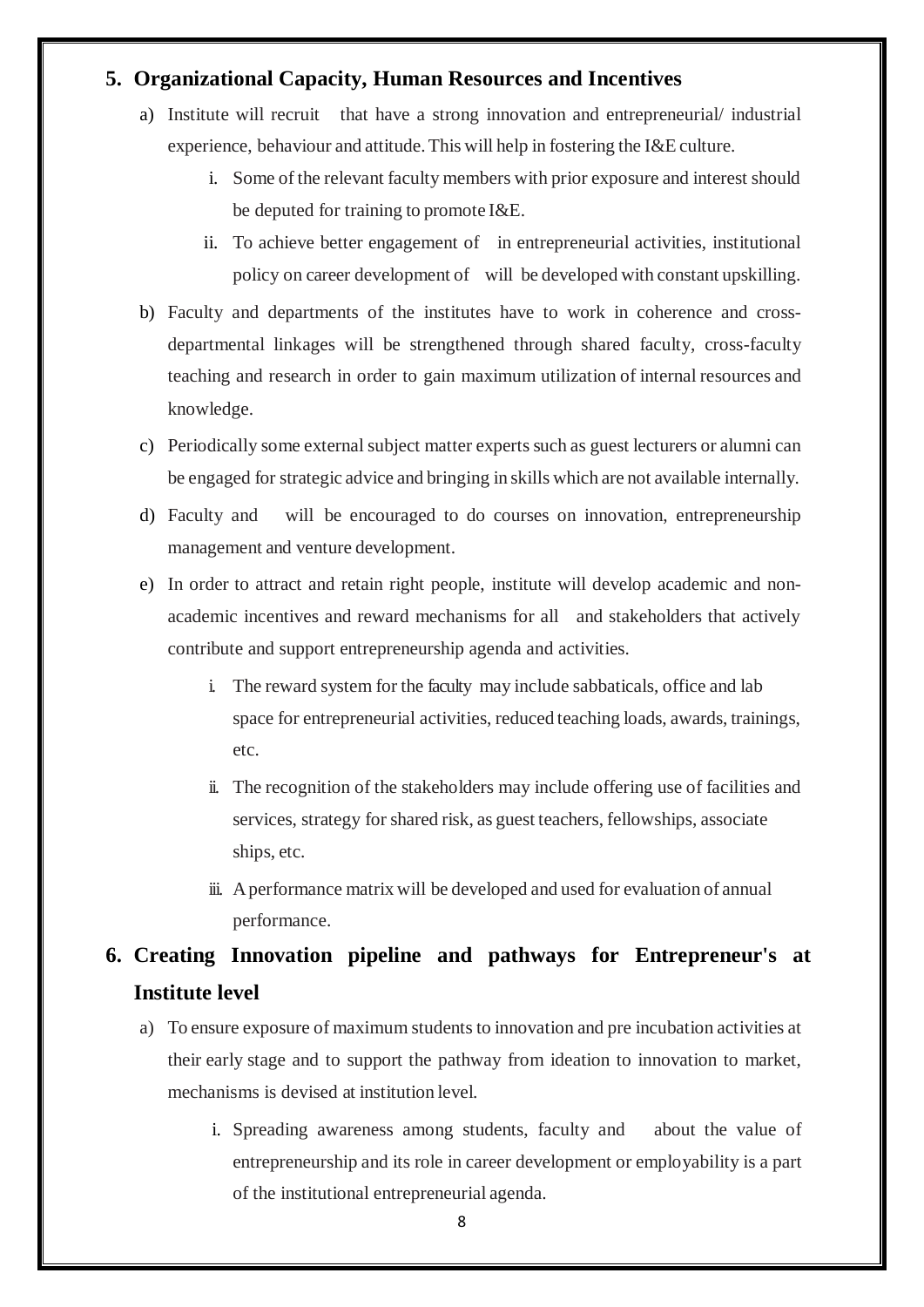## 5. Organizational Capacity, Human Resources and Incentives

a) Institute will recruit that have a strong innovation and entrepreneurial/ industrial experience, behaviour and attitude. This will help in fostering the I&E culture.

   i. Some of the relevant faculty members with prior exposure and interest should be deputed for training to promote I&E.

   ii. To achieve better engagement of in entrepreneurial activities, institutional policy on career development of will be developed with constant upskilling.

b) Faculty and departments of the institutes have to work in coherence and cross-departmental linkages will be strengthened through shared faculty, cross-faculty teaching and research in order to gain maximum utilization of internal resources and knowledge.

c) Periodically some external subject matter experts such as guest lecturers or alumni can be engaged for strategic advice and bringing in skills which are not available internally.

d) Faculty and will be encouraged to do courses on innovation, entrepreneurship management and venture development.

e) In order to attract and retain right people, institute will develop academic and non-academic incentives and reward mechanisms for all and stakeholders that actively contribute and support entrepreneurship agenda and activities.

   i. The reward system for the faculty may include sabbaticals, office and lab space for entrepreneurial activities, reduced teaching loads, awards, trainings, etc.

   ii. The recognition of the stakeholders may include offering use of facilities and services, strategy for shared risk, as guest teachers, fellowships, associate ships, etc.

   iii. A performance matrix will be developed and used for evaluation of annual performance.

## 6. Creating Innovation pipeline and pathways for Entrepreneur's at Institute level

a) To ensure exposure of maximum students to innovation and pre incubation activities at their early stage and to support the pathway from ideation to innovation to market, mechanisms is devised at institution level.

   i. Spreading awareness among students, faculty and about the value of entrepreneurship and its role in career development or employability is a part of the institutional entrepreneurial agenda.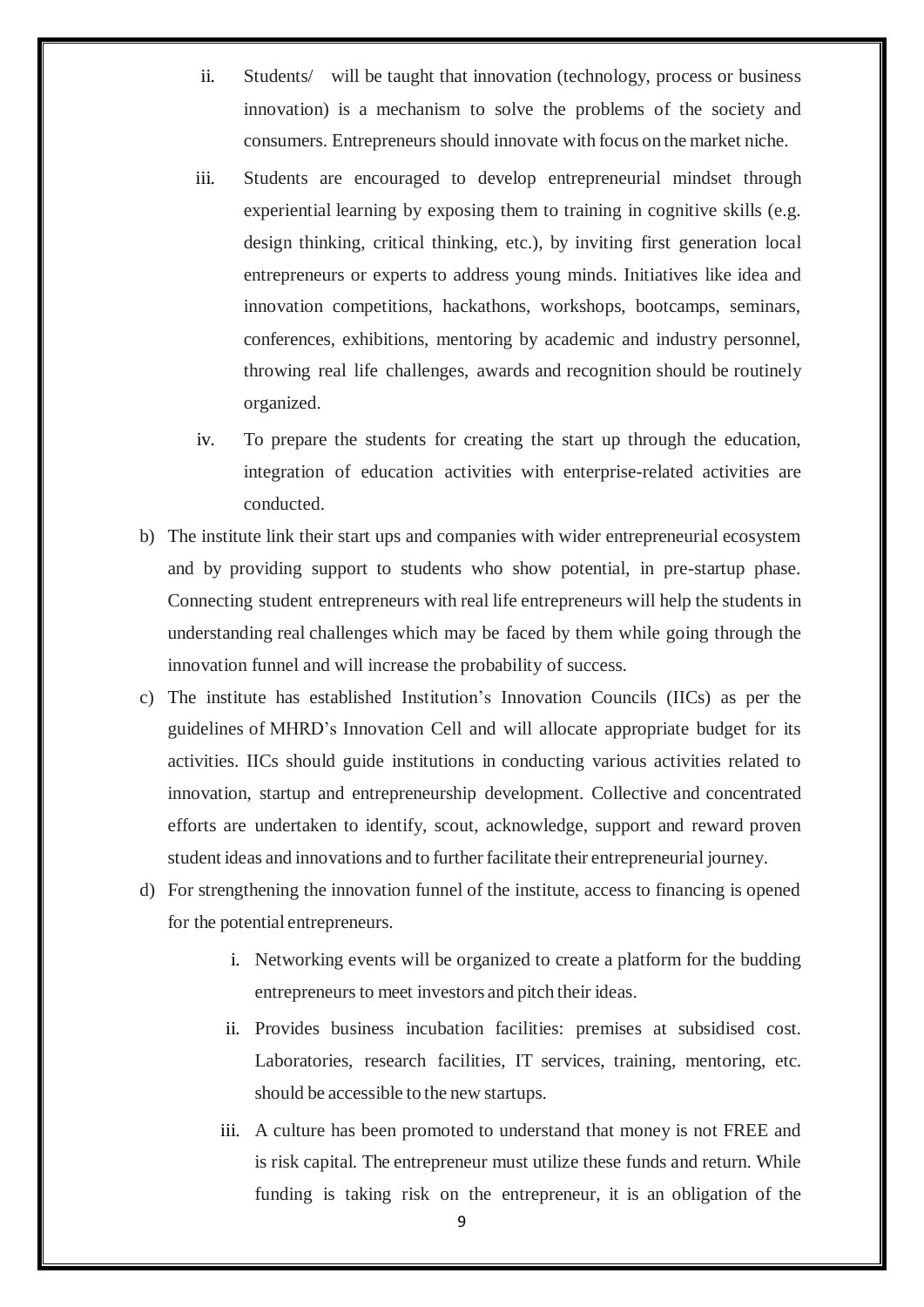ii. Students/ will be taught that innovation (technology, process or business innovation) is a mechanism to solve the problems of the society and consumers. Entrepreneurs should innovate with focus on the market niche.

iii. Students are encouraged to develop entrepreneurial mindset through experiential learning by exposing them to training in cognitive skills (e.g. design thinking, critical thinking, etc.), by inviting first generation local entrepreneurs or experts to address young minds. Initiatives like idea and innovation competitions, hackathons, workshops, bootcamps, seminars, conferences, exhibitions, mentoring by academic and industry personnel, throwing real life challenges, awards and recognition should be routinely organized.

iv. To prepare the students for creating the start up through the education, integration of education activities with enterprise-related activities are conducted.

b) The institute link their start ups and companies with wider entrepreneurial ecosystem and by providing support to students who show potential, in pre-startup phase. Connecting student entrepreneurs with real life entrepreneurs will help the students in understanding real challenges which may be faced by them while going through the innovation funnel and will increase the probability of success.

c) The institute has established Institution's Innovation Councils (IICs) as per the guidelines of MHRD's Innovation Cell and will allocate appropriate budget for its activities. IICs should guide institutions in conducting various activities related to innovation, startup and entrepreneurship development. Collective and concentrated efforts are undertaken to identify, scout, acknowledge, support and reward proven student ideas and innovations and to further facilitate their entrepreneurial journey.

d) For strengthening the innovation funnel of the institute, access to financing is opened for the potential entrepreneurs.

i. Networking events will be organized to create a platform for the budding entrepreneurs to meet investors and pitch their ideas.

ii. Provides business incubation facilities: premises at subsidised cost. Laboratories, research facilities, IT services, training, mentoring, etc. should be accessible to the new startups.

iii. A culture has been promoted to understand that money is not FREE and is risk capital. The entrepreneur must utilize these funds and return. While funding is taking risk on the entrepreneur, it is an obligation of the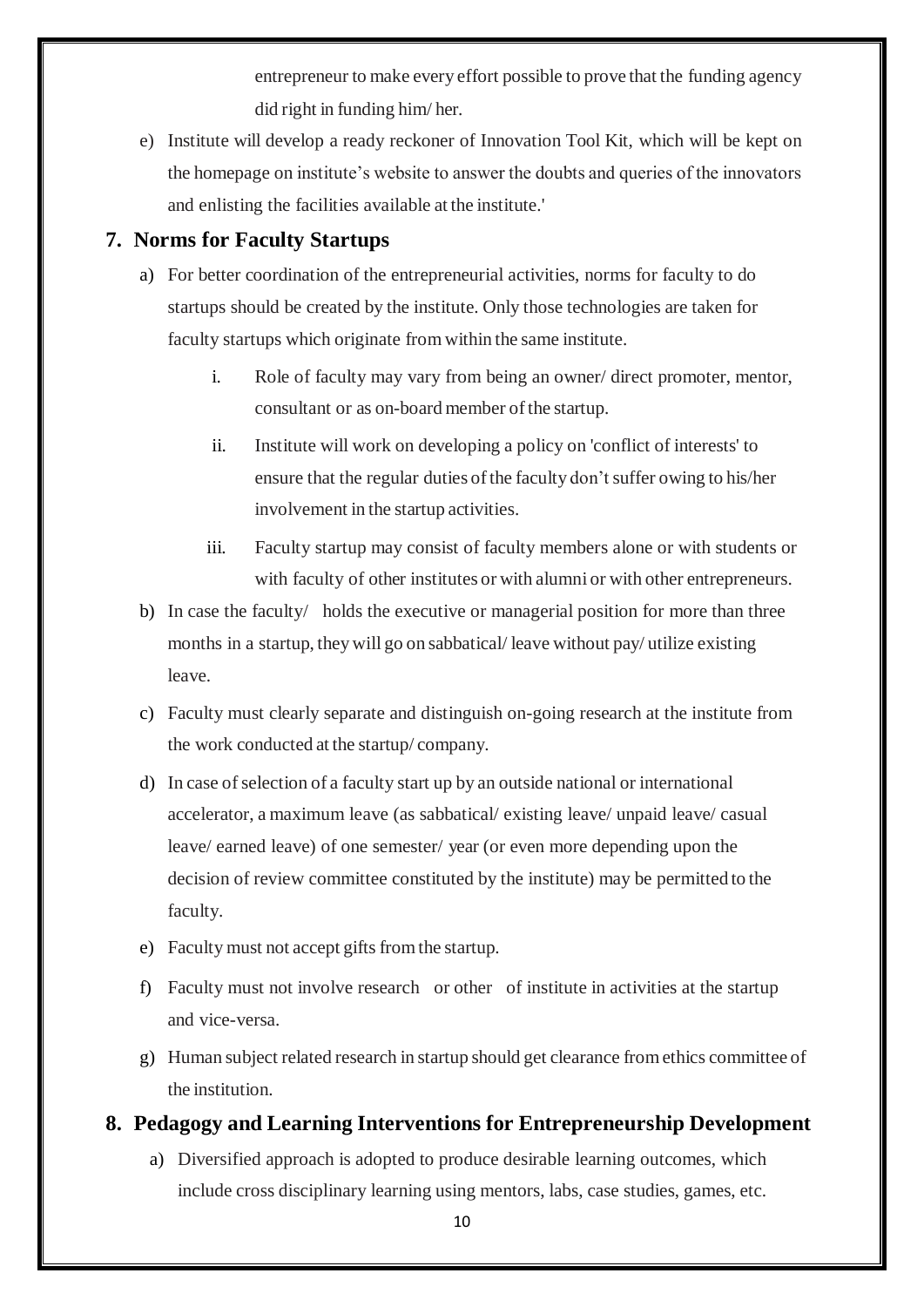entrepreneur to make every effort possible to prove that the funding agency did right in funding him/ her.

e) Institute will develop a ready reckoner of Innovation Tool Kit, which will be kept on the homepage on institute's website to answer the doubts and queries of the innovators and enlisting the facilities available at the institute.'

## 7. Norms for Faculty Startups

a) For better coordination of the entrepreneurial activities, norms for faculty to do startups should be created by the institute. Only those technologies are taken for faculty startups which originate from within the same institute.

   i. Role of faculty may vary from being an owner/ direct promoter, mentor, consultant or as on-board member of the startup.

   ii. Institute will work on developing a policy on 'conflict of interests' to ensure that the regular duties of the faculty don't suffer owing to his/her involvement in the startup activities.

   iii. Faculty startup may consist of faculty members alone or with students or with faculty of other institutes or with alumni or with other entrepreneurs.

b) In case the faculty/ holds the executive or managerial position for more than three months in a startup, they will go on sabbatical/ leave without pay/ utilize existing leave.

c) Faculty must clearly separate and distinguish on-going research at the institute from the work conducted at the startup/ company.

d) In case of selection of a faculty start up by an outside national or international accelerator, a maximum leave (as sabbatical/ existing leave/ unpaid leave/ casual leave/ earned leave) of one semester/ year (or even more depending upon the decision of review committee constituted by the institute) may be permitted to the faculty.

e) Faculty must not accept gifts from the startup.

f) Faculty must not involve research or other of institute in activities at the startup and vice-versa.

g) Human subject related research in startup should get clearance from ethics committee of the institution.

## 8. Pedagogy and Learning Interventions for Entrepreneurship Development

a) Diversified approach is adopted to produce desirable learning outcomes, which include cross disciplinary learning using mentors, labs, case studies, games, etc.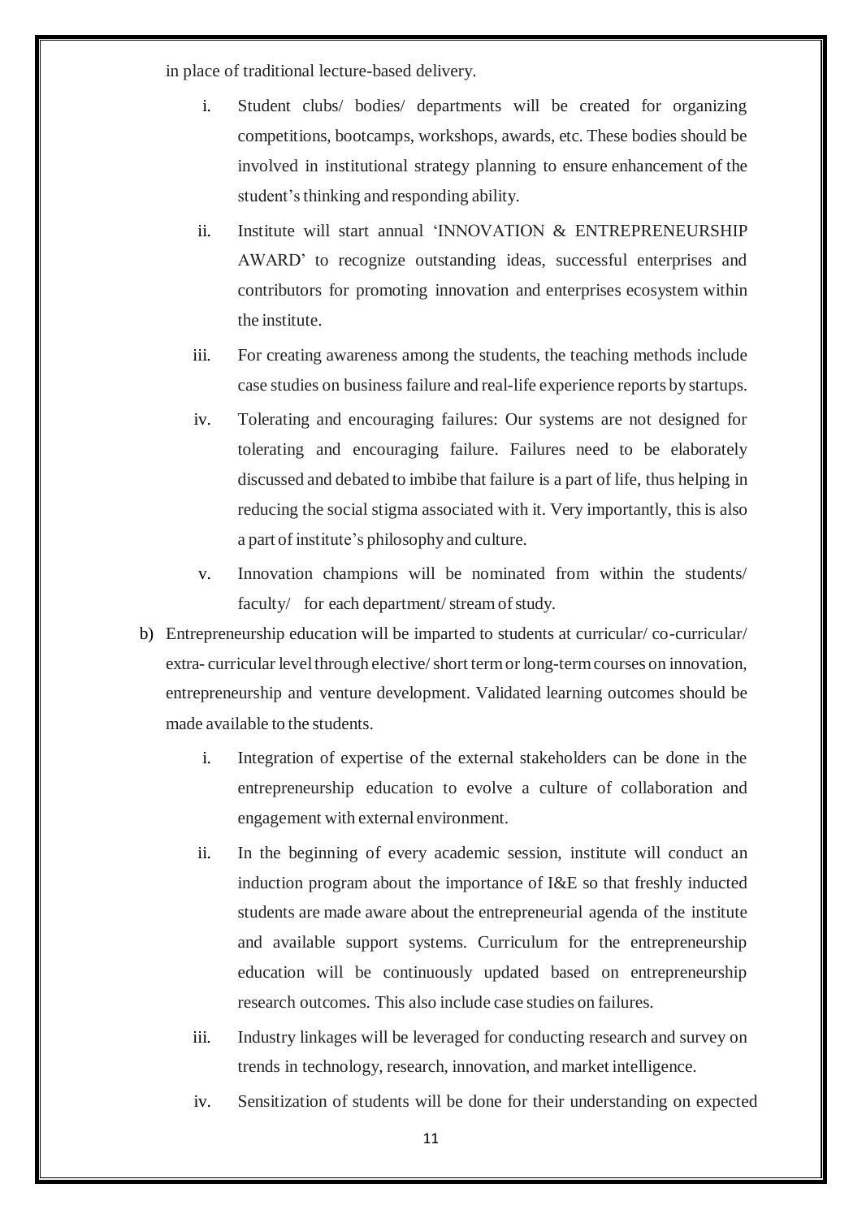in place of traditional lecture-based delivery.

i. Student clubs/ bodies/ departments will be created for organizing competitions, bootcamps, workshops, awards, etc. These bodies should be involved in institutional strategy planning to ensure enhancement of the student's thinking and responding ability.

ii. Institute will start annual 'INNOVATION & ENTREPRENEURSHIP AWARD' to recognize outstanding ideas, successful enterprises and contributors for promoting innovation and enterprises ecosystem within the institute.

iii. For creating awareness among the students, the teaching methods include case studies on business failure and real-life experience reports by startups.

iv. Tolerating and encouraging failures: Our systems are not designed for tolerating and encouraging failure. Failures need to be elaborately discussed and debated to imbibe that failure is a part of life, thus helping in reducing the social stigma associated with it. Very importantly, this is also a part of institute's philosophy and culture.

v. Innovation champions will be nominated from within the students/ faculty/ for each department/ stream of study.

b) Entrepreneurship education will be imparted to students at curricular/ co-curricular/ extra- curricular level through elective/ short term or long-term courses on innovation, entrepreneurship and venture development. Validated learning outcomes should be made available to the students.

i. Integration of expertise of the external stakeholders can be done in the entrepreneurship education to evolve a culture of collaboration and engagement with external environment.

ii. In the beginning of every academic session, institute will conduct an induction program about the importance of I&E so that freshly inducted students are made aware about the entrepreneurial agenda of the institute and available support systems. Curriculum for the entrepreneurship education will be continuously updated based on entrepreneurship research outcomes. This also include case studies on failures.

iii. Industry linkages will be leveraged for conducting research and survey on trends in technology, research, innovation, and market intelligence.

iv. Sensitization of students will be done for their understanding on expected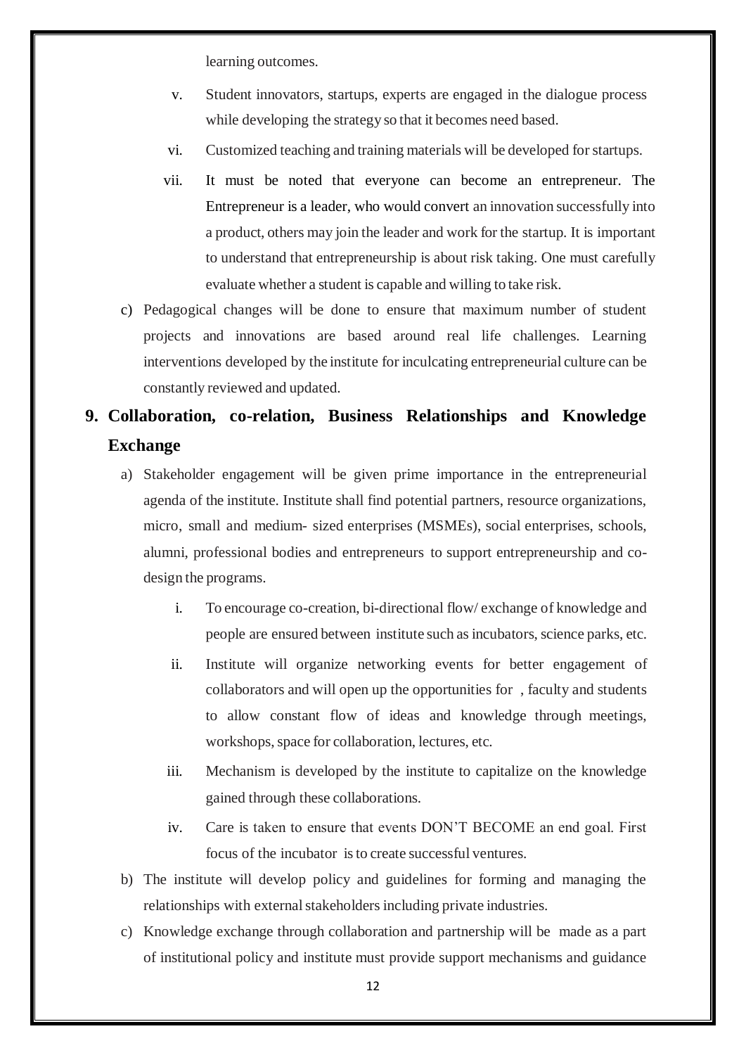learning outcomes.

v. Student innovators, startups, experts are engaged in the dialogue process while developing the strategy so that it becomes need based.

vi. Customized teaching and training materials will be developed for startups.

vii. It must be noted that everyone can become an entrepreneur. The Entrepreneur is a leader, who would convert an innovation successfully into a product, others may join the leader and work for the startup. It is important to understand that entrepreneurship is about risk taking. One must carefully evaluate whether a student is capable and willing to take risk.

c) Pedagogical changes will be done to ensure that maximum number of student projects and innovations are based around real life challenges. Learning interventions developed by the institute for inculcating entrepreneurial culture can be constantly reviewed and updated.

## 9. Collaboration, co-relation, Business Relationships and Knowledge Exchange

a) Stakeholder engagement will be given prime importance in the entrepreneurial agenda of the institute. Institute shall find potential partners, resource organizations, micro, small and medium- sized enterprises (MSMEs), social enterprises, schools, alumni, professional bodies and entrepreneurs to support entrepreneurship and co-design the programs.

i. To encourage co-creation, bi-directional flow/ exchange of knowledge and people are ensured between institute such as incubators, science parks, etc.

ii. Institute will organize networking events for better engagement of collaborators and will open up the opportunities for , faculty and students to allow constant flow of ideas and knowledge through meetings, workshops, space for collaboration, lectures, etc.

iii. Mechanism is developed by the institute to capitalize on the knowledge gained through these collaborations.

iv. Care is taken to ensure that events DON'T BECOME an end goal. First focus of the incubator is to create successful ventures.

b) The institute will develop policy and guidelines for forming and managing the relationships with external stakeholders including private industries.

c) Knowledge exchange through collaboration and partnership will be made as a part of institutional policy and institute must provide support mechanisms and guidance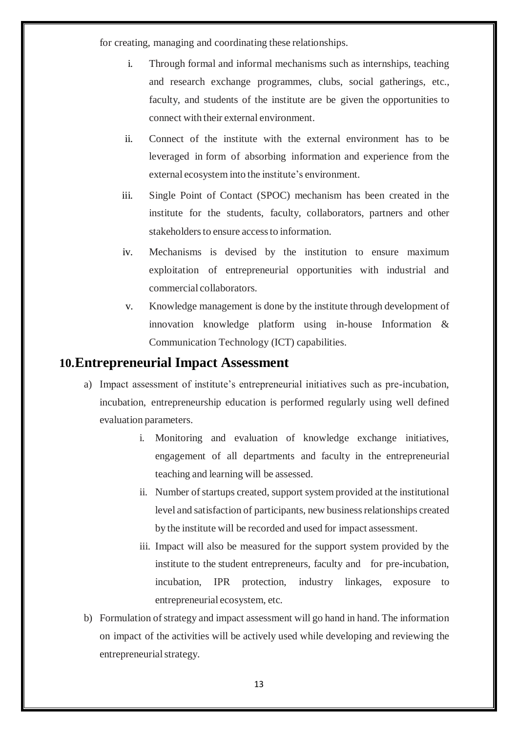for creating, managing and coordinating these relationships.

i. Through formal and informal mechanisms such as internships, teaching and research exchange programmes, clubs, social gatherings, etc., faculty, and students of the institute are be given the opportunities to connect with their external environment.

ii. Connect of the institute with the external environment has to be leveraged in form of absorbing information and experience from the external ecosystem into the institute's environment.

iii. Single Point of Contact (SPOC) mechanism has been created in the institute for the students, faculty, collaborators, partners and other stakeholders to ensure access to information.

iv. Mechanisms is devised by the institution to ensure maximum exploitation of entrepreneurial opportunities with industrial and commercial collaborators.

v. Knowledge management is done by the institute through development of innovation knowledge platform using in-house Information & Communication Technology (ICT) capabilities.

## 10. Entrepreneurial Impact Assessment

a) Impact assessment of institute's entrepreneurial initiatives such as pre-incubation, incubation, entrepreneurship education is performed regularly using well defined evaluation parameters.

i. Monitoring and evaluation of knowledge exchange initiatives, engagement of all departments and faculty in the entrepreneurial teaching and learning will be assessed.

ii. Number of startups created, support system provided at the institutional level and satisfaction of participants, new business relationships created by the institute will be recorded and used for impact assessment.

iii. Impact will also be measured for the support system provided by the institute to the student entrepreneurs, faculty and for pre-incubation, incubation, IPR protection, industry linkages, exposure to entrepreneurial ecosystem, etc.

b) Formulation of strategy and impact assessment will go hand in hand. The information on impact of the activities will be actively used while developing and reviewing the entrepreneurial strategy.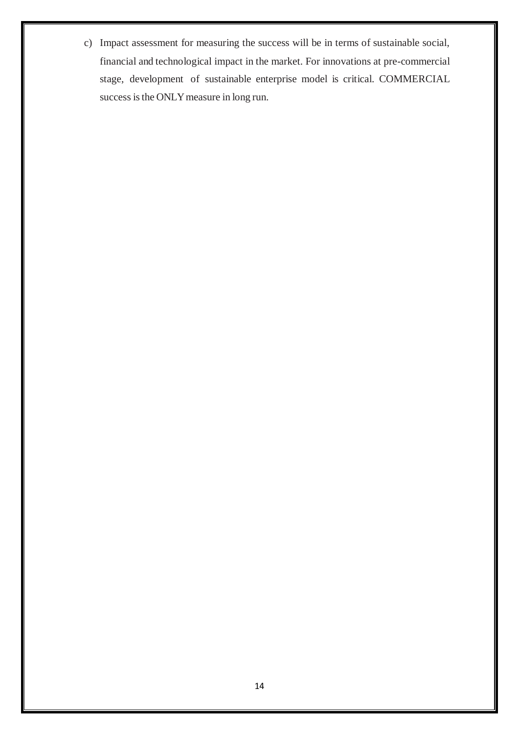c) Impact assessment for measuring the success will be in terms of sustainable social, financial and technological impact in the market. For innovations at pre-commercial stage, development of sustainable enterprise model is critical. COMMERCIAL success is the ONLY measure in long run.